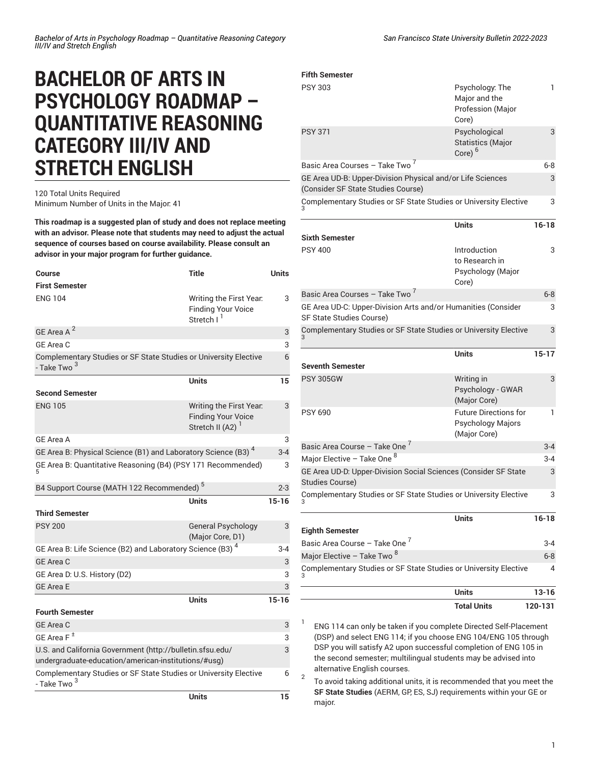# BACHELOR OF ARTS IN PSYCHOLOGY ROADMAP – QUANTITATIVE REASONING CATEGORY III/IV AND STRETCH ENGLISH

120 Total Units Required
Minimum Number of Units in the Major: 41

**This roadmap is a suggested plan of study and does not replace meeting with an advisor. Please note that students may need to adjust the actual sequence of courses based on course availability. Please consult an advisor in your major program for further guidance.**

| Course | Title | Units |
|---|---|---|
| **First Semester** | | |
| ENG 104 | Writing the First Year: Finding Your Voice Stretch I [1] | 3 |
| GE Area A [2] | | 3 |
| GE Area C | | 3 |
| Complementary Studies or SF State Studies or University Elective - Take Two [3] | | 6 |
| | **Units** | **15** |
| **Second Semester** | | |
| ENG 105 | Writing the First Year: Finding Your Voice Stretch II (A2) [1] | 3 |
| GE Area A | | 3 |
| GE Area B: Physical Science (B1) and Laboratory Science (B3) [4] | | 3-4 |
| GE Area B: Quantitative Reasoning (B4) (PSY 171 Recommended) [5] | | 3 |
| B4 Support Course (MATH 122 Recommended) [5] | | 2-3 |
| | **Units** | **15-16** |
| **Third Semester** | | |
| PSY 200 | General Psychology (Major Core, D1) | 3 |
| GE Area B: Life Science (B2) and Laboratory Science (B3) [4] | | 3-4 |
| GE Area C | | 3 |
| GE Area D: U.S. History (D2) | | 3 |
| GE Area E | | 3 |
| | **Units** | **15-16** |
| **Fourth Semester** | | |
| GE Area C | | 3 |
| GE Area F [±] | | 3 |
| U.S. and California Government (http://bulletin.sfsu.edu/undergraduate-education/american-institutions/#usg) | | 3 |
| Complementary Studies or SF State Studies or University Elective - Take Two [3] | | 6 |
| | **Units** | **15** |
| **Fifth Semester** | | |
| PSY 303 | Psychology: The Major and the Profession (Major Core) | 1 |
| PSY 371 | Psychological Statistics (Major Core) [6] | 3 |
| Basic Area Courses – Take Two [7] | | 6-8 |
| GE Area UD-B: Upper-Division Physical and/or Life Sciences (Consider SF State Studies Course) | | 3 |
| Complementary Studies or SF State Studies or University Elective [3] | | 3 |
| | **Units** | **16-18** |
| **Sixth Semester** | | |
| PSY 400 | Introduction to Research in Psychology (Major Core) | 3 |
| Basic Area Courses – Take Two [7] | | 6-8 |
| GE Area UD-C: Upper-Division Arts and/or Humanities (Consider SF State Studies Course) | | 3 |
| Complementary Studies or SF State Studies or University Elective [3] | | 3 |
| | **Units** | **15-17** |
| **Seventh Semester** | | |
| PSY 305GW | Writing in Psychology - GWAR (Major Core) | 3 |
| PSY 690 | Future Directions for Psychology Majors (Major Core) | 1 |
| Basic Area Course – Take One [7] | | 3-4 |
| Major Elective – Take One [8] | | 3-4 |
| GE Area UD-D: Upper-Division Social Sciences (Consider SF State Studies Course) | | 3 |
| Complementary Studies or SF State Studies or University Elective [3] | | 3 |
| | **Units** | **16-18** |
| **Eighth Semester** | | |
| Basic Area Course – Take One [7] | | 3-4 |
| Major Elective – Take Two [8] | | 6-8 |
| Complementary Studies or SF State Studies or University Elective [3] | | 4 |
| | **Units** | **13-16** |
| | **Total Units** | **120-131** |

1. ENG 114 can only be taken if you complete Directed Self-Placement (DSP) and select ENG 114; if you choose ENG 104/ENG 105 through DSP you will satisfy A2 upon successful completion of ENG 105 in the second semester; multilingual students may be advised into alternative English courses.
2. To avoid taking additional units, it is recommended that you meet the **SF State Studies** (AERM, GP, ES, SJ) requirements within your GE or major.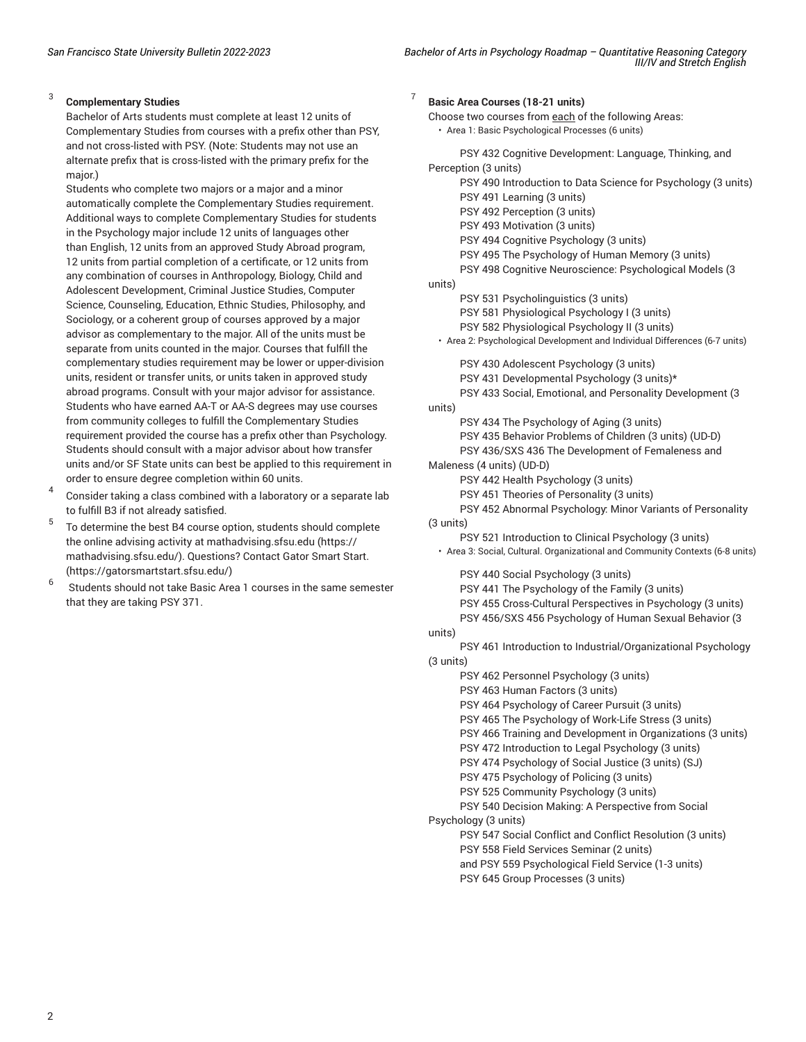[3] **Complementary Studies**

Bachelor of Arts students must complete at least 12 units of Complementary Studies from courses with a prefix other than PSY, and not cross-listed with PSY. (Note: Students may not use an alternate prefix that is cross-listed with the primary prefix for the major.)

Students who complete two majors or a major and a minor automatically complete the Complementary Studies requirement. Additional ways to complete Complementary Studies for students in the Psychology major include 12 units of languages other than English, 12 units from an approved Study Abroad program, 12 units from partial completion of a certificate, or 12 units from any combination of courses in Anthropology, Biology, Child and Adolescent Development, Criminal Justice Studies, Computer Science, Counseling, Education, Ethnic Studies, Philosophy, and Sociology, or a coherent group of courses approved by a major advisor as complementary to the major. All of the units must be separate from units counted in the major. Courses that fulfill the complementary studies requirement may be lower or upper-division units, resident or transfer units, or units taken in approved study abroad programs. Consult with your major advisor for assistance. Students who have earned AA-T or AA-S degrees may use courses from community colleges to fulfill the Complementary Studies requirement provided the course has a prefix other than Psychology. Students should consult with a major advisor about how transfer units and/or SF State units can best be applied to this requirement in order to ensure degree completion within 60 units.

[4] Consider taking a class combined with a laboratory or a separate lab to fulfill B3 if not already satisfied.

[5] To determine the best B4 course option, students should complete the online advising activity at mathadvising.sfsu.edu (https://mathadvising.sfsu.edu/). Questions? Contact Gator Smart Start. (https://gatorsmartstart.sfsu.edu/)

[6] Students should not take Basic Area 1 courses in the same semester that they are taking PSY 371.

[7] **Basic Area Courses (18-21 units)**

Choose two courses from each of the following Areas:

- Area 1: Basic Psychological Processes (6 units)

  PSY 432 Cognitive Development: Language, Thinking, and Perception (3 units)
  PSY 490 Introduction to Data Science for Psychology (3 units)
  PSY 491 Learning (3 units)
  PSY 492 Perception (3 units)
  PSY 493 Motivation (3 units)
  PSY 494 Cognitive Psychology (3 units)
  PSY 495 The Psychology of Human Memory (3 units)
  PSY 498 Cognitive Neuroscience: Psychological Models (3 units)
  PSY 531 Psycholinguistics (3 units)
  PSY 581 Physiological Psychology I (3 units)
  PSY 582 Physiological Psychology II (3 units)

- Area 2: Psychological Development and Individual Differences (6-7 units)

  PSY 430 Adolescent Psychology (3 units)
  PSY 431 Developmental Psychology (3 units)*
  PSY 433 Social, Emotional, and Personality Development (3 units)
  PSY 434 The Psychology of Aging (3 units)
  PSY 435 Behavior Problems of Children (3 units) (UD-D)
  PSY 436/SXS 436 The Development of Femaleness and Maleness (4 units) (UD-D)
  PSY 442 Health Psychology (3 units)
  PSY 451 Theories of Personality (3 units)
  PSY 452 Abnormal Psychology: Minor Variants of Personality (3 units)
  PSY 521 Introduction to Clinical Psychology (3 units)

- Area 3: Social, Cultural. Organizational and Community Contexts (6-8 units)

  PSY 440 Social Psychology (3 units)
  PSY 441 The Psychology of the Family (3 units)
  PSY 455 Cross-Cultural Perspectives in Psychology (3 units)
  PSY 456/SXS 456 Psychology of Human Sexual Behavior (3 units)
  PSY 461 Introduction to Industrial/Organizational Psychology (3 units)
  PSY 462 Personnel Psychology (3 units)
  PSY 463 Human Factors (3 units)
  PSY 464 Psychology of Career Pursuit (3 units)
  PSY 465 The Psychology of Work-Life Stress (3 units)
  PSY 466 Training and Development in Organizations (3 units)
  PSY 472 Introduction to Legal Psychology (3 units)
  PSY 474 Psychology of Social Justice (3 units) (SJ)
  PSY 475 Psychology of Policing (3 units)
  PSY 525 Community Psychology (3 units)
  PSY 540 Decision Making: A Perspective from Social Psychology (3 units)
  PSY 547 Social Conflict and Conflict Resolution (3 units)
  PSY 558 Field Services Seminar (2 units)
  and PSY 559 Psychological Field Service (1-3 units)
  PSY 645 Group Processes (3 units)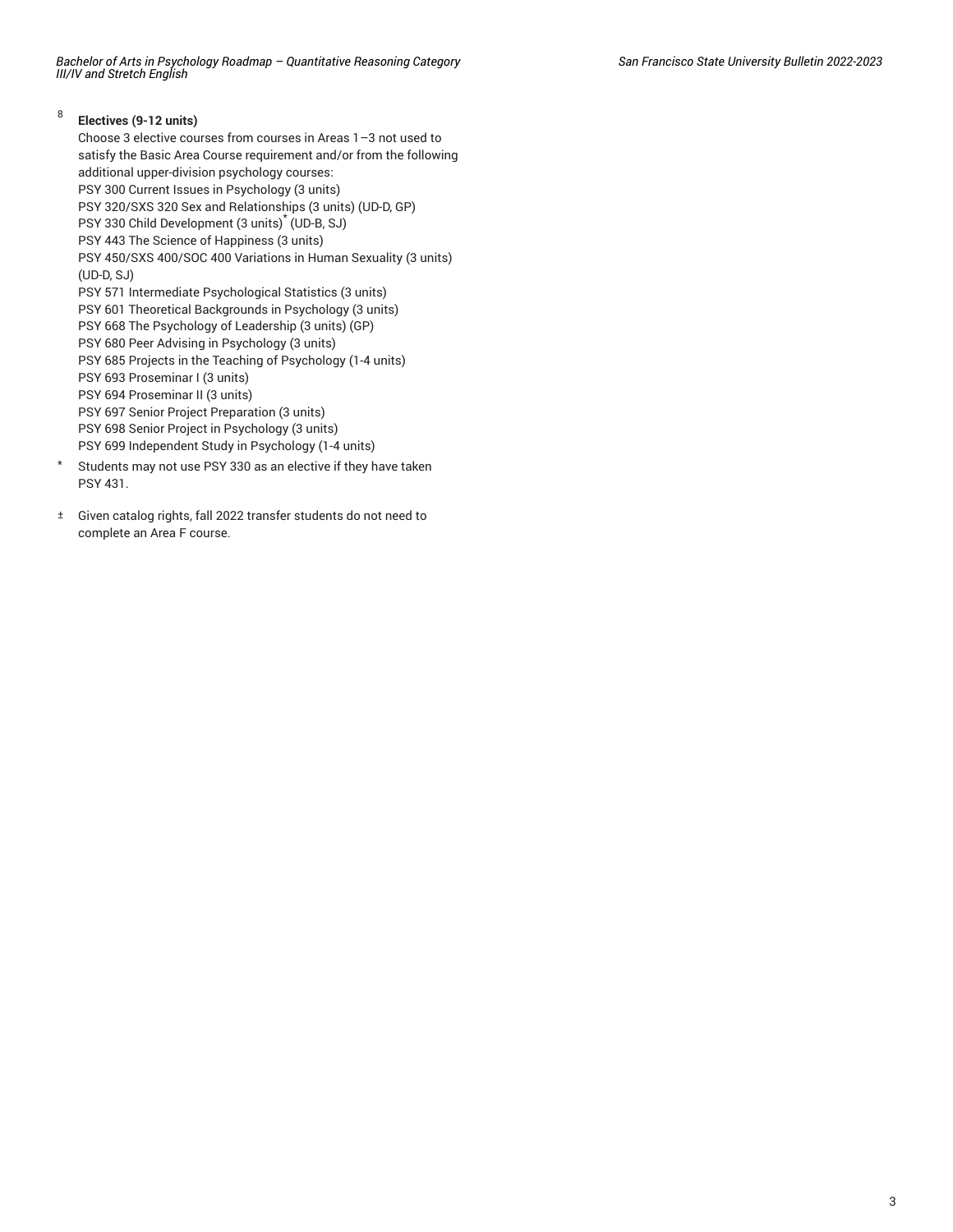[8] **Electives (9-12 units)**

Choose 3 elective courses from courses in Areas 1–3 not used to satisfy the Basic Area Course requirement and/or from the following additional upper-division psychology courses:

PSY 300 Current Issues in Psychology (3 units)
PSY 320/SXS 320 Sex and Relationships (3 units) (UD-D, GP)
PSY 330 Child Development (3 units)* (UD-B, SJ)
PSY 443 The Science of Happiness (3 units)
PSY 450/SXS 400/SOC 400 Variations in Human Sexuality (3 units) (UD-D, SJ)
PSY 571 Intermediate Psychological Statistics (3 units)
PSY 601 Theoretical Backgrounds in Psychology (3 units)
PSY 668 The Psychology of Leadership (3 units) (GP)
PSY 680 Peer Advising in Psychology (3 units)
PSY 685 Projects in the Teaching of Psychology (1-4 units)
PSY 693 Proseminar I (3 units)
PSY 694 Proseminar II (3 units)
PSY 697 Senior Project Preparation (3 units)
PSY 698 Senior Project in Psychology (3 units)
PSY 699 Independent Study in Psychology (1-4 units)

\* Students may not use PSY 330 as an elective if they have taken PSY 431.

± Given catalog rights, fall 2022 transfer students do not need to complete an Area F course.